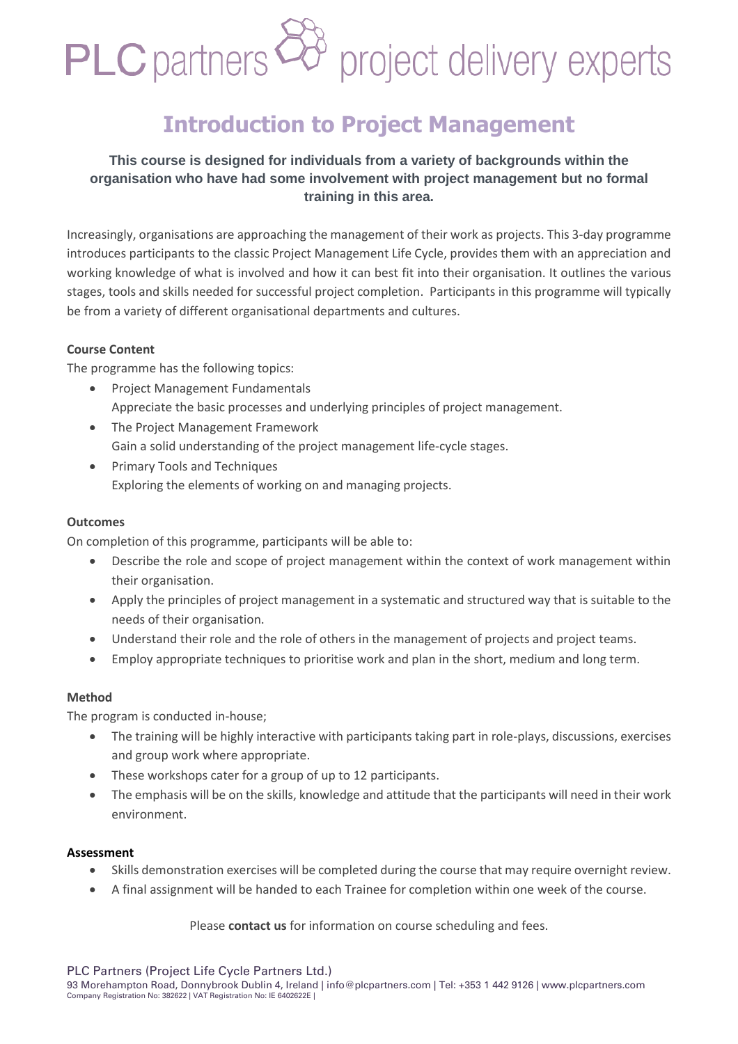PLC partners project delivery experts

# Introduction to Project Management

**This course is designed for individuals from a variety of backgrounds within the organisation who have had some involvement with project management but no formal training in this area.**

Increasingly, organisations are approaching the management of their work as projects. This 3-day programme introduces participants to the classic Project Management Life Cycle, provides them with an appreciation and working knowledge of what is involved and how it can best fit into their organisation. It outlines the various stages, tools and skills needed for successful project completion. Participants in this programme will typically be from a variety of different organisational departments and cultures.

**Course Content**

The programme has the following topics:

- Project Management Fundamentals
  Appreciate the basic processes and underlying principles of project management.
- The Project Management Framework
  Gain a solid understanding of the project management life-cycle stages.
- Primary Tools and Techniques
  Exploring the elements of working on and managing projects.

**Outcomes**

On completion of this programme, participants will be able to:

- Describe the role and scope of project management within the context of work management within their organisation.
- Apply the principles of project management in a systematic and structured way that is suitable to the needs of their organisation.
- Understand their role and the role of others in the management of projects and project teams.
- Employ appropriate techniques to prioritise work and plan in the short, medium and long term.

**Method**

The program is conducted in-house;

- The training will be highly interactive with participants taking part in role-plays, discussions, exercises and group work where appropriate.
- These workshops cater for a group of up to 12 participants.
- The emphasis will be on the skills, knowledge and attitude that the participants will need in their work environment.

**Assessment**

- Skills demonstration exercises will be completed during the course that may require overnight review.
- A final assignment will be handed to each Trainee for completion within one week of the course.

Please **contact us** for information on course scheduling and fees.

PLC Partners (Project Life Cycle Partners Ltd.)
93 Morehampton Road, Donnybrook Dublin 4, Ireland | info@plcpartners.com | Tel: +353 1 442 9126 | www.plcpartners.com
Company Registration No: 382622 | VAT Registration No: IE 6402622E |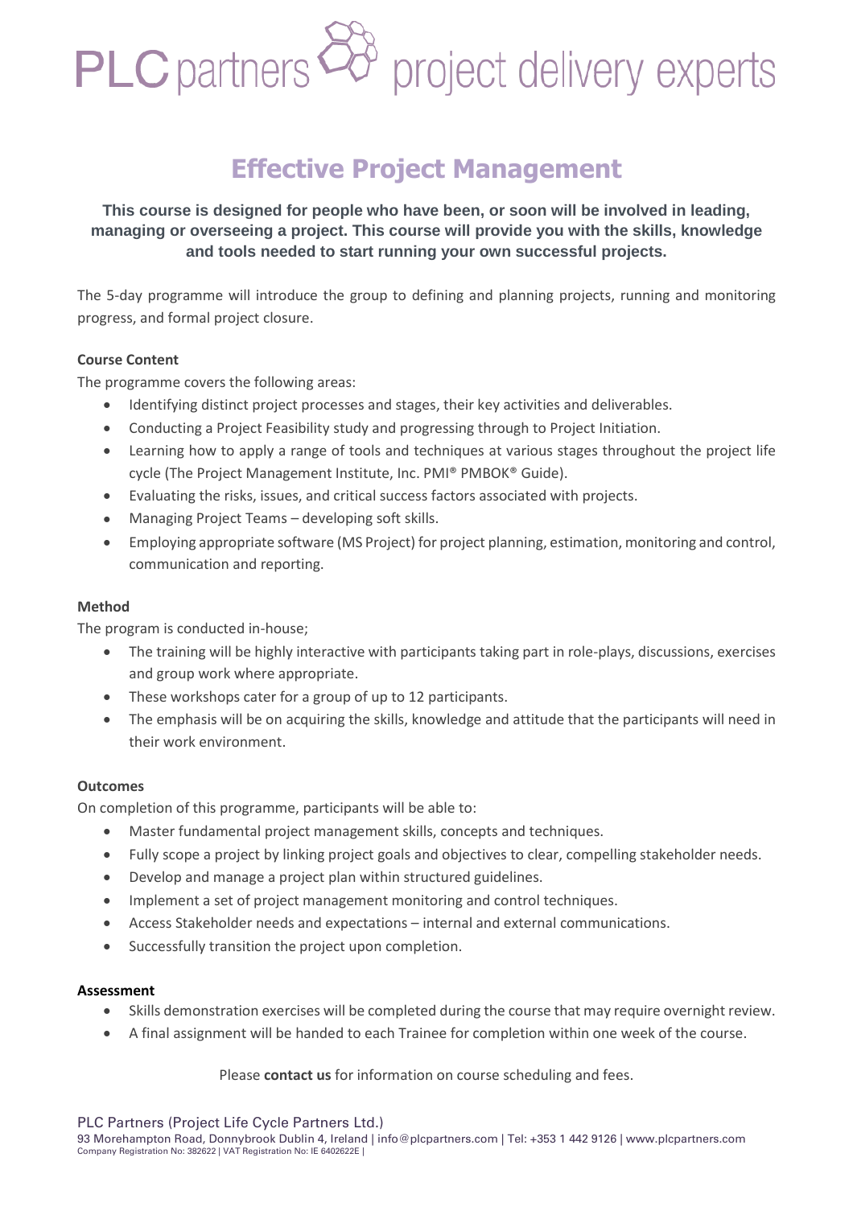# Effective Project Management

**This course is designed for people who have been, or soon will be involved in leading, managing or overseeing a project. This course will provide you with the skills, knowledge and tools needed to start running your own successful projects.**

The 5-day programme will introduce the group to defining and planning projects, running and monitoring progress, and formal project closure.

**Course Content**

The programme covers the following areas:

- Identifying distinct project processes and stages, their key activities and deliverables.
- Conducting a Project Feasibility study and progressing through to Project Initiation.
- Learning how to apply a range of tools and techniques at various stages throughout the project life cycle (The Project Management Institute, Inc. PMI® PMBOK® Guide).
- Evaluating the risks, issues, and critical success factors associated with projects.
- Managing Project Teams – developing soft skills.
- Employing appropriate software (MS Project) for project planning, estimation, monitoring and control, communication and reporting.

**Method**

The program is conducted in-house;

- The training will be highly interactive with participants taking part in role-plays, discussions, exercises and group work where appropriate.
- These workshops cater for a group of up to 12 participants.
- The emphasis will be on acquiring the skills, knowledge and attitude that the participants will need in their work environment.

**Outcomes**

On completion of this programme, participants will be able to:

- Master fundamental project management skills, concepts and techniques.
- Fully scope a project by linking project goals and objectives to clear, compelling stakeholder needs.
- Develop and manage a project plan within structured guidelines.
- Implement a set of project management monitoring and control techniques.
- Access Stakeholder needs and expectations – internal and external communications.
- Successfully transition the project upon completion.

**Assessment**

- Skills demonstration exercises will be completed during the course that may require overnight review.
- A final assignment will be handed to each Trainee for completion within one week of the course.

Please **contact us** for information on course scheduling and fees.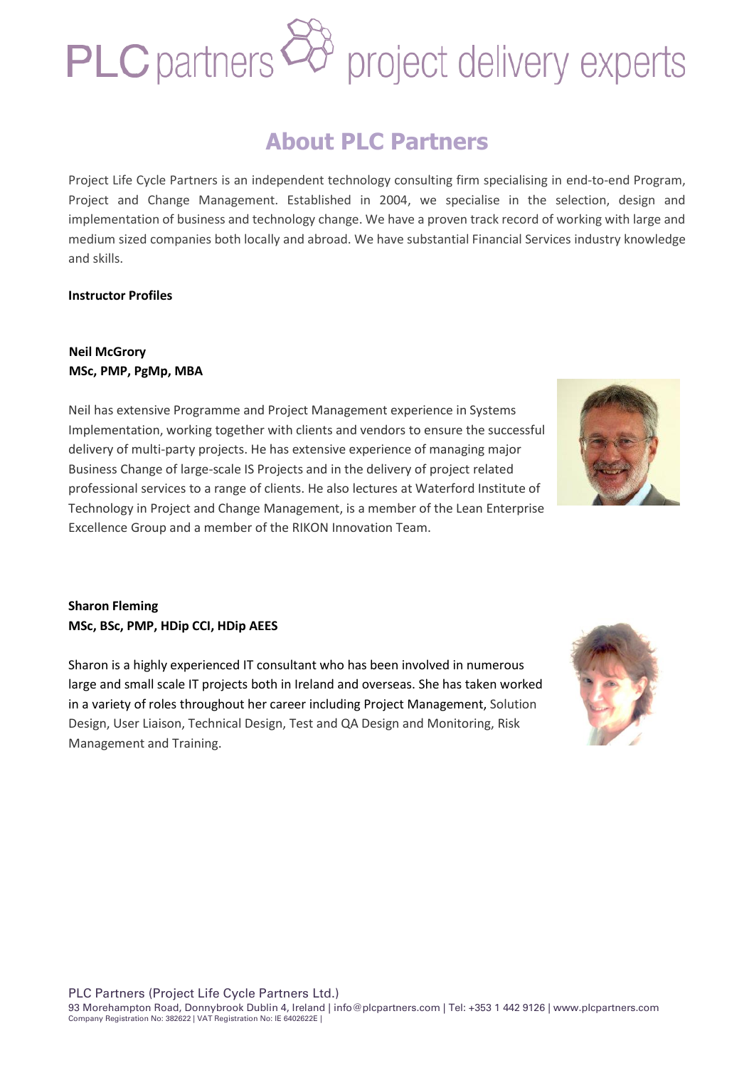PLC partners project delivery experts

## About PLC Partners

Project Life Cycle Partners is an independent technology consulting firm specialising in end-to-end Program, Project and Change Management. Established in 2004, we specialise in the selection, design and implementation of business and technology change. We have a proven track record of working with large and medium sized companies both locally and abroad. We have substantial Financial Services industry knowledge and skills.

**Instructor Profiles**

**Neil McGrory**
**MSc, PMP, PgMp, MBA**

Neil has extensive Programme and Project Management experience in Systems Implementation, working together with clients and vendors to ensure the successful delivery of multi-party projects. He has extensive experience of managing major Business Change of large-scale IS Projects and in the delivery of project related professional services to a range of clients. He also lectures at Waterford Institute of Technology in Project and Change Management, is a member of the Lean Enterprise Excellence Group and a member of the RIKON Innovation Team.

**Sharon Fleming**
**MSc, BSc, PMP, HDip CCI, HDip AEES**

Sharon is a highly experienced IT consultant who has been involved in numerous large and small scale IT projects both in Ireland and overseas. She has taken worked in a variety of roles throughout her career including Project Management, Solution Design, User Liaison, Technical Design, Test and QA Design and Monitoring, Risk Management and Training.

PLC Partners (Project Life Cycle Partners Ltd.)
93 Morehampton Road, Donnybrook Dublin 4, Ireland | info@plcpartners.com | Tel: +353 1 442 9126 | www.plcpartners.com
Company Registration No: 382622 | VAT Registration No: IE 6402622E |